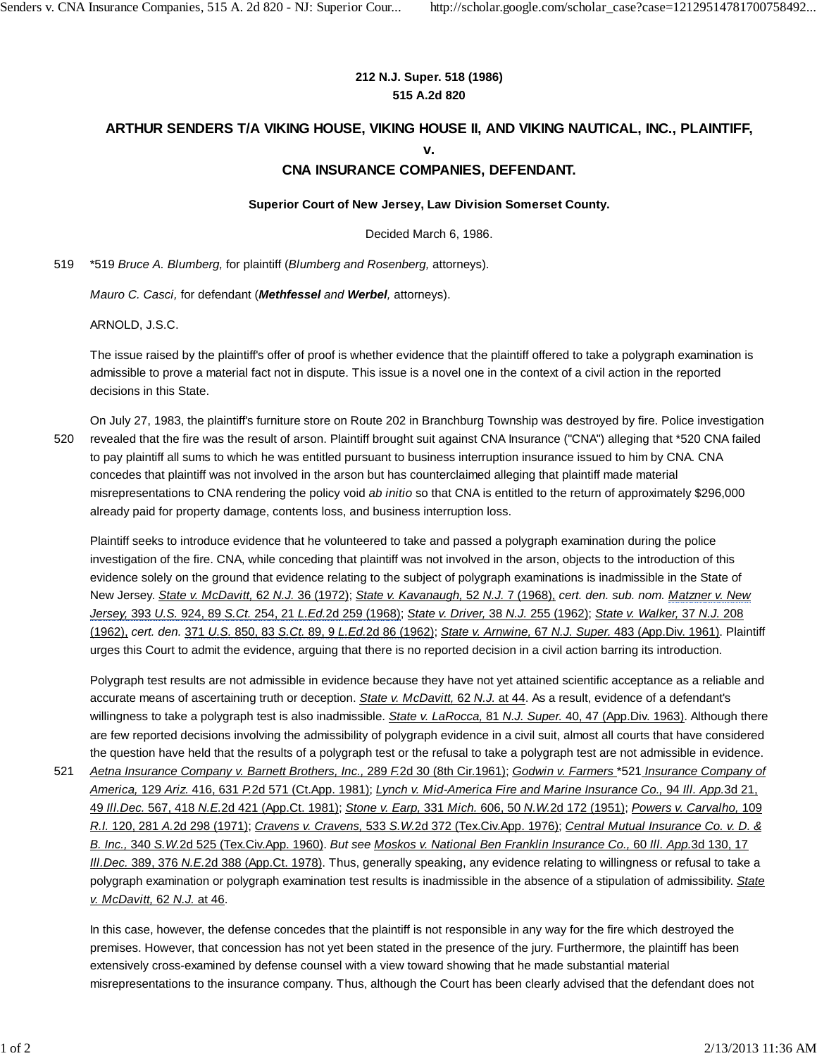**212 N.J. Super. 518 (1986)**
**515 A.2d 820**

# ARTHUR SENDERS T/A VIKING HOUSE, VIKING HOUSE II, AND VIKING NAUTICAL, INC., PLAINTIFF, v. CNA INSURANCE COMPANIES, DEFENDANT.

**Superior Court of New Jersey, Law Division Somerset County.**

Decided March 6, 1986.

*519 *Bruce A. Blumberg,* for plaintiff (*Blumberg and Rosenberg,* attorneys).

*Mauro C. Casci,* for defendant (***Methfessel** and **Werbel**,* attorneys).

ARNOLD, J.S.C.

The issue raised by the plaintiff's offer of proof is whether evidence that the plaintiff offered to take a polygraph examination is admissible to prove a material fact not in dispute. This issue is a novel one in the context of a civil action in the reported decisions in this State.

On July 27, 1983, the plaintiff's furniture store on Route 202 in Branchburg Township was destroyed by fire. Police investigation revealed that the fire was the result of arson. Plaintiff brought suit against CNA Insurance ("CNA") alleging that *520 CNA failed to pay plaintiff all sums to which he was entitled pursuant to business interruption insurance issued to him by CNA. CNA concedes that plaintiff was not involved in the arson but has counterclaimed alleging that plaintiff made material misrepresentations to CNA rendering the policy void *ab initio* so that CNA is entitled to the return of approximately $296,000 already paid for property damage, contents loss, and business interruption loss.

Plaintiff seeks to introduce evidence that he volunteered to take and passed a polygraph examination during the police investigation of the fire. CNA, while conceding that plaintiff was not involved in the arson, objects to the introduction of this evidence solely on the ground that evidence relating to the subject of polygraph examinations is inadmissible in the State of New Jersey. *State v. McDavitt,* 62 *N.J.* 36 (1972); *State v. Kavanaugh,* 52 *N.J.* 7 (1968), *cert. den. sub. nom.* *Matzner v. New Jersey,* 393 *U.S.* 924, 89 *S.Ct.* 254, 21 *L.Ed.*2d 259 (1968); *State v. Driver,* 38 *N.J.* 255 (1962); *State v. Walker,* 37 *N.J.* 208 (1962), *cert. den.* 371 *U.S.* 850, 83 *S.Ct.* 89, 9 *L.Ed.*2d 86 (1962); *State v. Arnwine,* 67 *N.J. Super.* 483 (App.Div. 1961). Plaintiff urges this Court to admit the evidence, arguing that there is no reported decision in a civil action barring its introduction.

Polygraph test results are not admissible in evidence because they have not yet attained scientific acceptance as a reliable and accurate means of ascertaining truth or deception. *State v. McDavitt,* 62 *N.J.* at 44. As a result, evidence of a defendant's willingness to take a polygraph test is also inadmissible. *State v. LaRocca,* 81 *N.J. Super.* 40, 47 (App.Div. 1963). Although there are few reported decisions involving the admissibility of polygraph evidence in a civil suit, almost all courts that have considered the question have held that the results of a polygraph test or the refusal to take a polygraph test are not admissible in evidence. *Aetna Insurance Company v. Barnett Brothers, Inc.,* 289 *F.*2d 30 (8th Cir.1961); *Godwin v. Farmers* *521 *Insurance Company of America,* 129 *Ariz.* 416, 631 *P.*2d 571 (Ct.App. 1981); *Lynch v. Mid-America Fire and Marine Insurance Co.,* 94 *Ill. App.*3d 21, 49 *Ill.Dec.* 567, 418 *N.E.*2d 421 (App.Ct. 1981); *Stone v. Earp,* 331 *Mich.* 606, 50 *N.W.*2d 172 (1951); *Powers v. Carvalho,* 109 *R.I.* 120, 281 *A.*2d 298 (1971); *Cravens v. Cravens,* 533 *S.W.*2d 372 (Tex.Civ.App. 1976); *Central Mutual Insurance Co. v. D. & B. Inc.,* 340 *S.W.*2d 525 (Tex.Civ.App. 1960). *But see* *Moskos v. National Ben Franklin Insurance Co.,* 60 *Ill. App.*3d 130, 17 *Ill.Dec.* 389, 376 *N.E.*2d 388 (App.Ct. 1978). Thus, generally speaking, any evidence relating to willingness or refusal to take a polygraph examination or polygraph examination test results is inadmissible in the absence of a stipulation of admissibility. *State v. McDavitt,* 62 *N.J.* at 46.

In this case, however, the defense concedes that the plaintiff is not responsible in any way for the fire which destroyed the premises. However, that concession has not yet been stated in the presence of the jury. Furthermore, the plaintiff has been extensively cross-examined by defense counsel with a view toward showing that he made substantial material misrepresentations to the insurance company. Thus, although the Court has been clearly advised that the defendant does not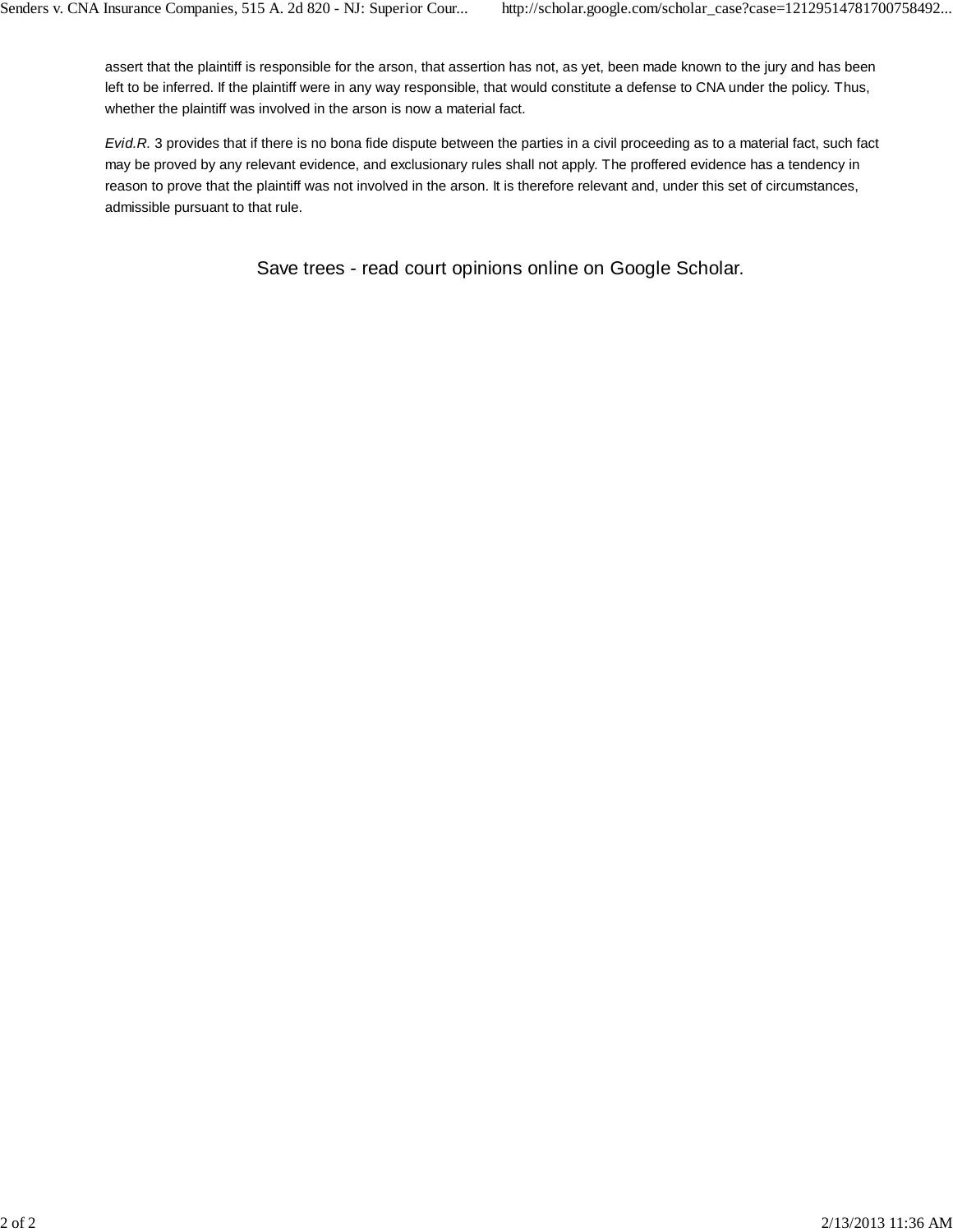assert that the plaintiff is responsible for the arson, that assertion has not, as yet, been made known to the jury and has been left to be inferred. If the plaintiff were in any way responsible, that would constitute a defense to CNA under the policy. Thus, whether the plaintiff was involved in the arson is now a material fact.

*Evid.R.* 3 provides that if there is no bona fide dispute between the parties in a civil proceeding as to a material fact, such fact may be proved by any relevant evidence, and exclusionary rules shall not apply. The proffered evidence has a tendency in reason to prove that the plaintiff was not involved in the arson. It is therefore relevant and, under this set of circumstances, admissible pursuant to that rule.

Save trees - read court opinions online on Google Scholar.